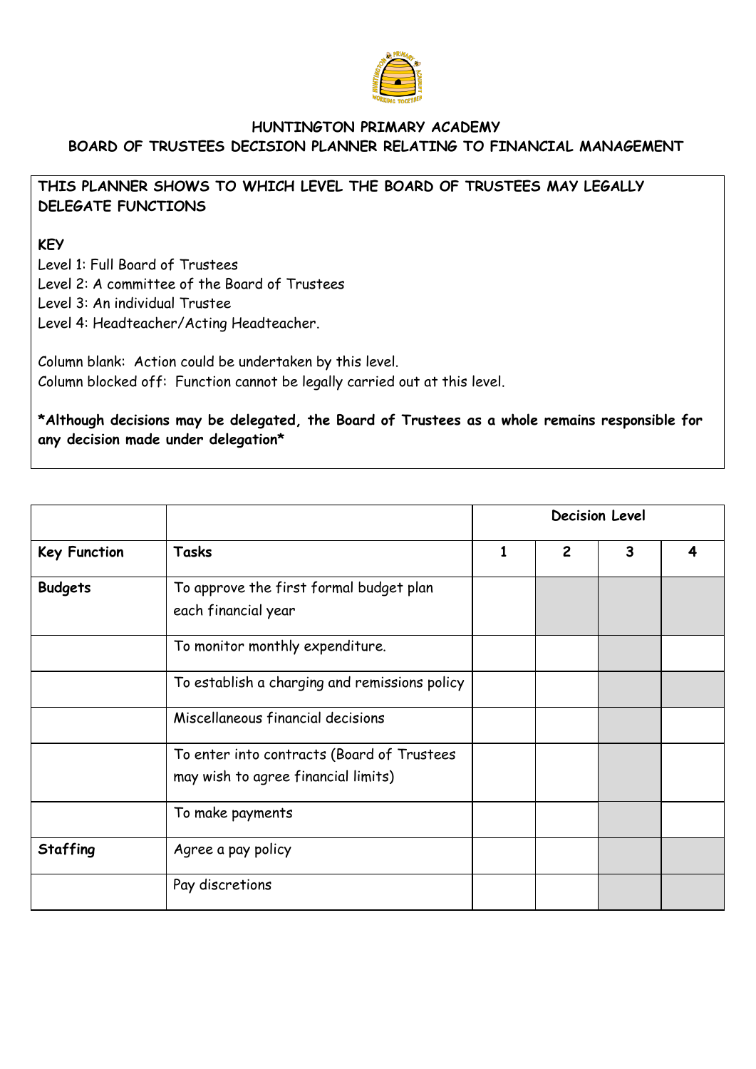## HUNTINGTON PRIMARY ACADEMY

## BOARD OF TRUSTEES DECISION PLANNER RELATING TO FINANCIAL MANAGEMENT

**THIS PLANNER SHOWS TO WHICH LEVEL THE BOARD OF TRUSTEES MAY LEGALLY DELEGATE FUNCTIONS**

**KEY**

Level 1: Full Board of Trustees
Level 2: A committee of the Board of Trustees
Level 3: An individual Trustee
Level 4: Headteacher/Acting Headteacher.

Column blank: Action could be undertaken by this level.
Column blocked off: Function cannot be legally carried out at this level.

***Although decisions may be delegated, the Board of Trustees as a whole remains responsible for any decision made under delegation***

| | | Decision Level | | | |
|---|---|---|---|---|---|
| **Key Function** | **Tasks** | **1** | **2** | **3** | **4** |
| **Budgets** | To approve the first formal budget plan each financial year | | | | |
| | To monitor monthly expenditure. | | | | |
| | To establish a charging and remissions policy | | | | |
| | Miscellaneous financial decisions | | | | |
| | To enter into contracts (Board of Trustees may wish to agree financial limits) | | | | |
| | To make payments | | | | |
| **Staffing** | Agree a pay policy | | | | |
| | Pay discretions | | | | |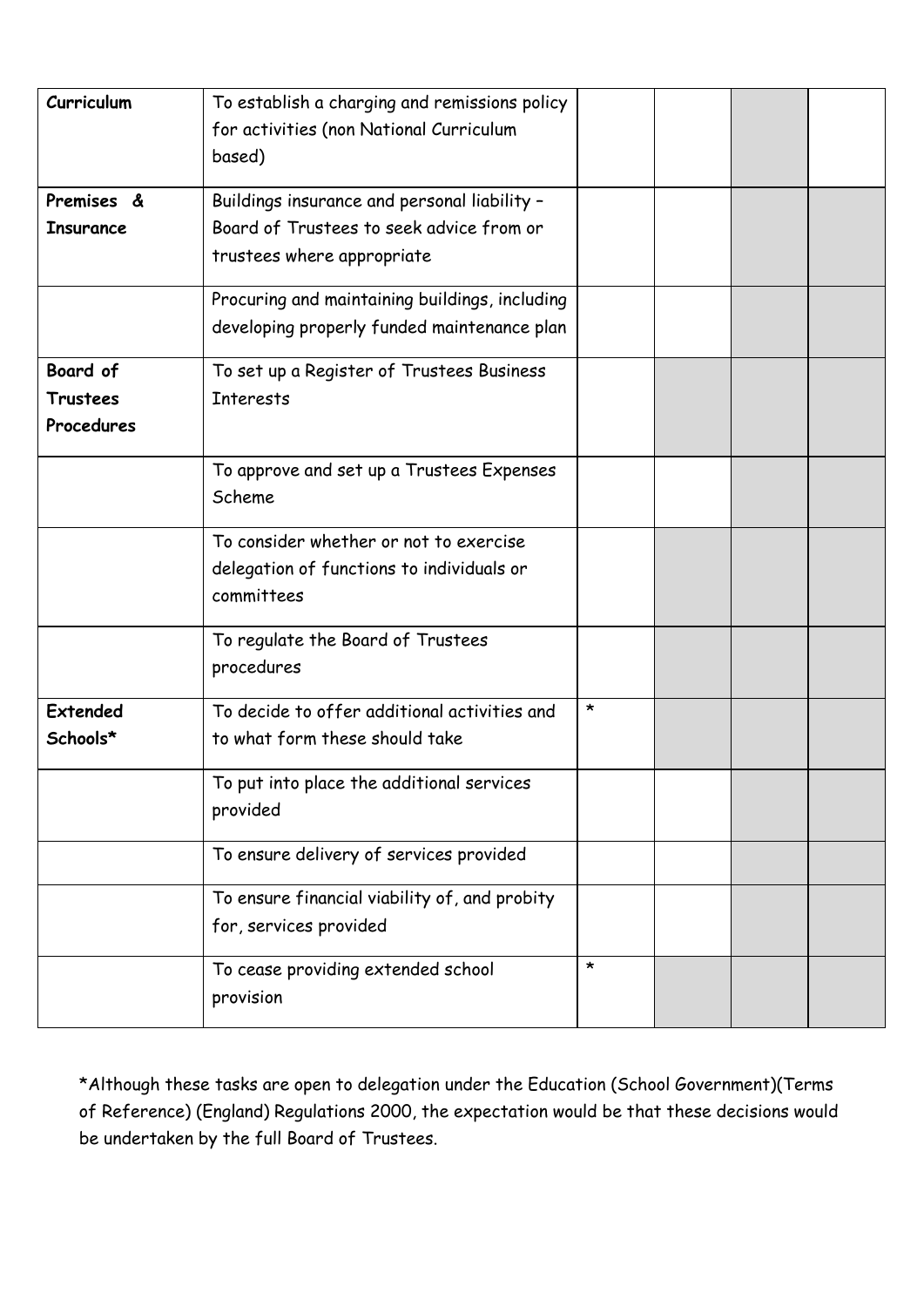| | | | | | |
|---|---|---|---|---|---|
| **Curriculum** | To establish a charging and remissions policy for activities (non National Curriculum based) | | | | |
| **Premises & Insurance** | Buildings insurance and personal liability – Board of Trustees to seek advice from or trustees where appropriate | | | | |
| | Procuring and maintaining buildings, including developing properly funded maintenance plan | | | | |
| **Board of Trustees Procedures** | To set up a Register of Trustees Business Interests | | | | |
| | To approve and set up a Trustees Expenses Scheme | | | | |
| | To consider whether or not to exercise delegation of functions to individuals or committees | | | | |
| | To regulate the Board of Trustees procedures | | | | |
| **Extended Schools*** | To decide to offer additional activities and to what form these should take | * | | | |
| | To put into place the additional services provided | | | | |
| | To ensure delivery of services provided | | | | |
| | To ensure financial viability of, and probity for, services provided | | | | |
| | To cease providing extended school provision | * | | | |

*Although these tasks are open to delegation under the Education (School Government)(Terms of Reference) (England) Regulations 2000, the expectation would be that these decisions would be undertaken by the full Board of Trustees.